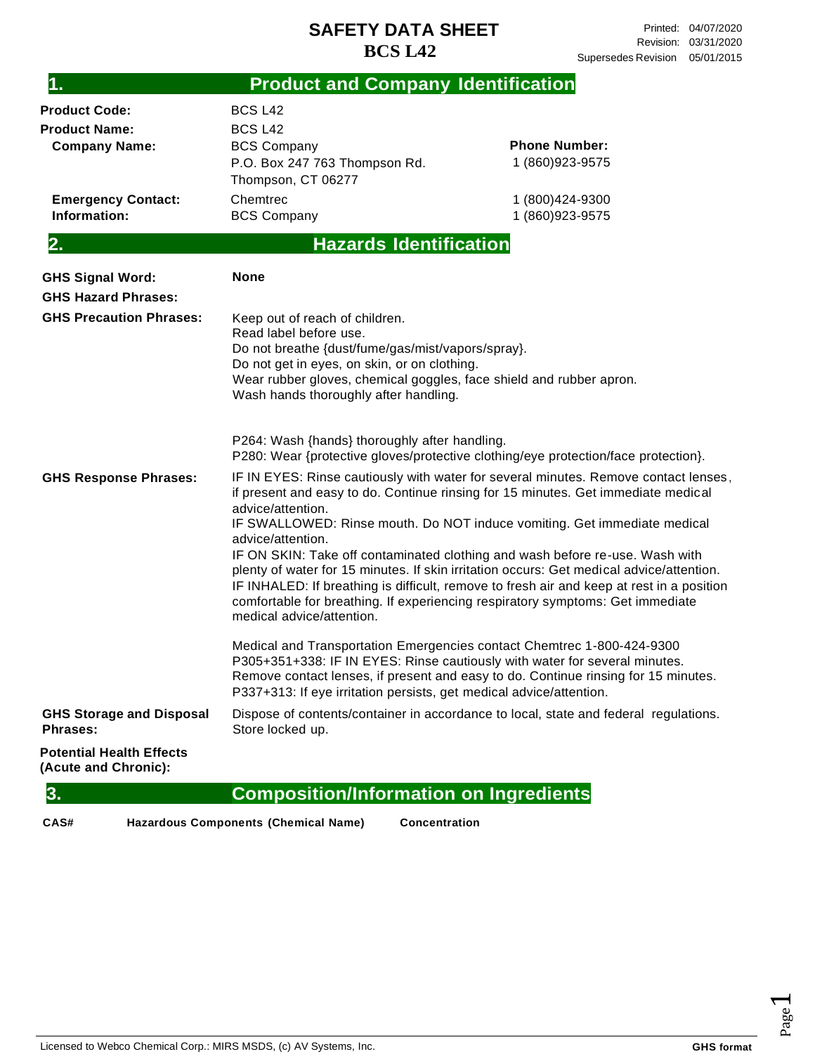# SAFETY DATA SHEET
# BCS L42

Printed: 04/07/2020
Revision: 03/31/2020
Supersedes Revision 05/01/2015

## 1. Product and Company Identification

**Product Code:** BCS L42

**Product Name:** BCS L42

**Company Name:** BCS Company
P.O. Box 247 763 Thompson Rd.
Thompson, CT 06277

**Phone Number:** 1 (860)923-9575

**Emergency Contact:** Chemtrec 1 (800)424-9300

**Information:** BCS Company 1 (860)923-9575

## 2. Hazards Identification

**GHS Signal Word:** **None**

**GHS Hazard Phrases:**

**GHS Precaution Phrases:**

Keep out of reach of children.
Read label before use.
Do not breathe {dust/fume/gas/mist/vapors/spray}.
Do not get in eyes, on skin, or on clothing.
Wear rubber gloves, chemical goggles, face shield and rubber apron.
Wash hands thoroughly after handling.

P264: Wash {hands} thoroughly after handling.
P280: Wear {protective gloves/protective clothing/eye protection/face protection}.

**GHS Response Phrases:**

IF IN EYES: Rinse cautiously with water for several minutes. Remove contact lenses, if present and easy to do. Continue rinsing for 15 minutes. Get immediate medical advice/attention.
IF SWALLOWED: Rinse mouth. Do NOT induce vomiting. Get immediate medical advice/attention.
IF ON SKIN: Take off contaminated clothing and wash before re-use. Wash with plenty of water for 15 minutes. If skin irritation occurs: Get medical advice/attention.
IF INHALED: If breathing is difficult, remove to fresh air and keep at rest in a position comfortable for breathing. If experiencing respiratory symptoms: Get immediate medical advice/attention.

Medical and Transportation Emergencies contact Chemtrec 1-800-424-9300
P305+351+338: IF IN EYES: Rinse cautiously with water for several minutes. Remove contact lenses, if present and easy to do. Continue rinsing for 15 minutes.
P337+313: If eye irritation persists, get medical advice/attention.

**GHS Storage and Disposal Phrases:**

Dispose of contents/container in accordance to local, state and federal regulations.
Store locked up.

**Potential Health Effects (Acute and Chronic):**

## 3. Composition/Information on Ingredients

| CAS# | Hazardous Components (Chemical Name) | Concentration |
|---|---|---|

Licensed to Webco Chemical Corp.: MIRS MSDS, (c) AV Systems, Inc.

GHS format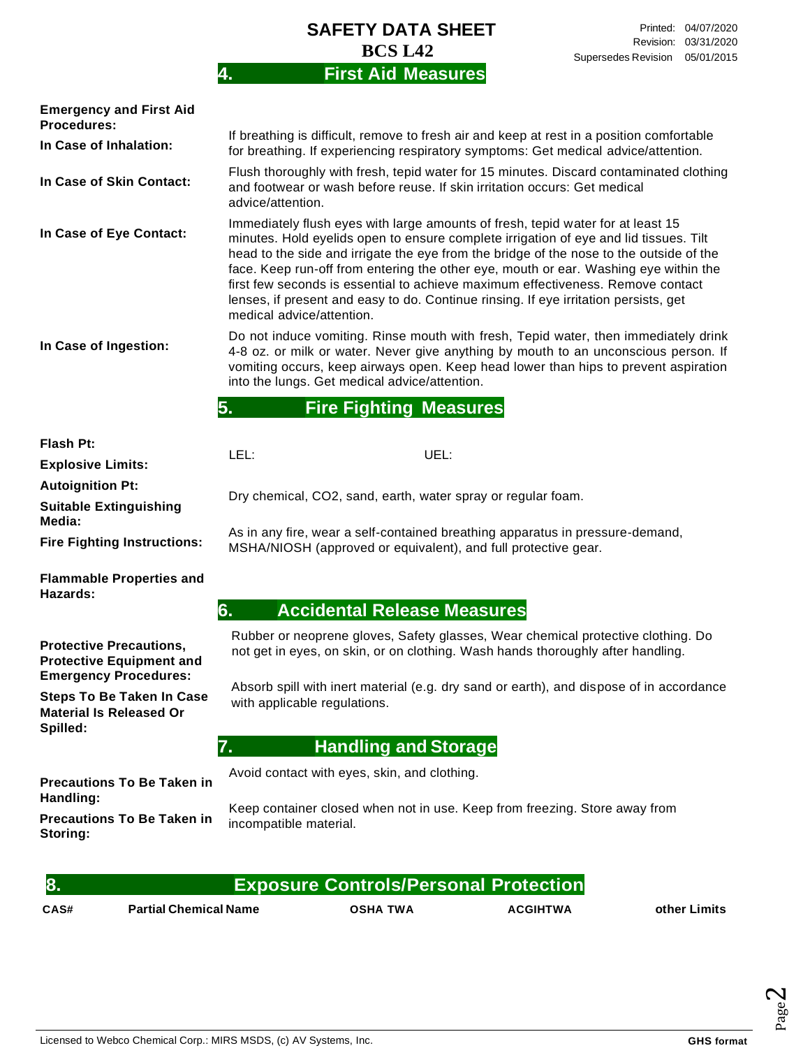## 4. First Aid Measures

**Emergency and First Aid Procedures:**

**In Case of Inhalation:** If breathing is difficult, remove to fresh air and keep at rest in a position comfortable for breathing. If experiencing respiratory symptoms: Get medical advice/attention.

**In Case of Skin Contact:** Flush thoroughly with fresh, tepid water for 15 minutes. Discard contaminated clothing and footwear or wash before reuse. If skin irritation occurs: Get medical advice/attention.

**In Case of Eye Contact:** Immediately flush eyes with large amounts of fresh, tepid water for at least 15 minutes. Hold eyelids open to ensure complete irrigation of eye and lid tissues. Tilt head to the side and irrigate the eye from the bridge of the nose to the outside of the face. Keep run-off from entering the other eye, mouth or ear. Washing eye within the first few seconds is essential to achieve maximum effectiveness. Remove contact lenses, if present and easy to do. Continue rinsing. If eye irritation persists, get medical advice/attention.

**In Case of Ingestion:** Do not induce vomiting. Rinse mouth with fresh, Tepid water, then immediately drink 4-8 oz. or milk or water. Never give anything by mouth to an unconscious person. If vomiting occurs, keep airways open. Keep head lower than hips to prevent aspiration into the lungs. Get medical advice/attention.

## 5. Fire Fighting Measures

**Flash Pt:**

**Explosive Limits:** LEL: UEL:

**Autoignition Pt:**

**Suitable Extinguishing Media:** Dry chemical, $CO_2$, sand, earth, water spray or regular foam.

**Fire Fighting Instructions:** As in any fire, wear a self-contained breathing apparatus in pressure-demand, MSHA/NIOSH (approved or equivalent), and full protective gear.

**Flammable Properties and Hazards:**

## 6. Accidental Release Measures

**Protective Precautions, Protective Equipment and Emergency Procedures:** Rubber or neoprene gloves, Safety glasses, Wear chemical protective clothing. Do not get in eyes, on skin, or on clothing. Wash hands thoroughly after handling.

**Steps To Be Taken In Case Material Is Released Or Spilled:** Absorb spill with inert material (e.g. dry sand or earth), and dispose of in accordance with applicable regulations.

## 7. Handling and Storage

**Precautions To Be Taken in Handling:** Avoid contact with eyes, skin, and clothing.

**Precautions To Be Taken in Storing:** Keep container closed when not in use. Keep from freezing. Store away from incompatible material.

## 8. Exposure Controls/Personal Protection

| CAS# | Partial Chemical Name | OSHA TWA | ACGIHTWA | other Limits |
|---|---|---|---|---|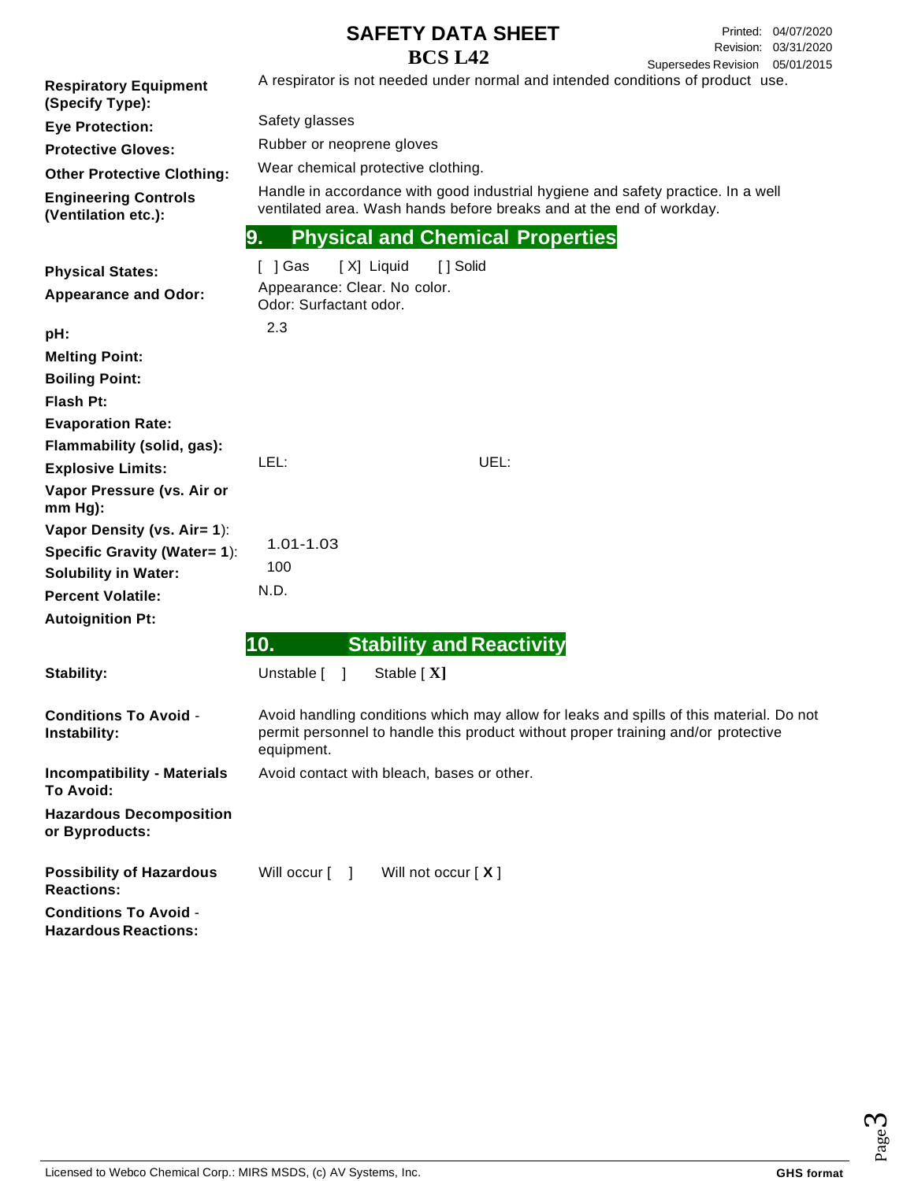| | |
|---|---|
| **Respiratory Equipment (Specify Type):** | A respirator is not needed under normal and intended conditions of product use. |
| **Eye Protection:** | Safety glasses |
| **Protective Gloves:** | Rubber or neoprene gloves |
| **Other Protective Clothing:** | Wear chemical protective clothing. |
| **Engineering Controls (Ventilation etc.):** | Handle in accordance with good industrial hygiene and safety practice. In a well ventilated area. Wash hands before breaks and at the end of workday. |

## 9. Physical and Chemical Properties

| | |
|---|---|
| **Physical States:** | [ ] Gas [X] Liquid [ ] Solid |
| **Appearance and Odor:** | Appearance: Clear. No color.<br>Odor: Surfactant odor. |
| **pH:** | 2.3 |
| **Melting Point:** | |
| **Boiling Point:** | |
| **Flash Pt:** | |
| **Evaporation Rate:** | |
| **Flammability (solid, gas):** | |
| **Explosive Limits:** | LEL: UEL: |
| **Vapor Pressure (vs. Air or mm Hg):** | |
| **Vapor Density (vs. Air= 1):** | |
| **Specific Gravity (Water= 1):** | 1.01-1.03 |
| **Solubility in Water:** | 100 |
| **Percent Volatile:** | N.D. |
| **Autoignition Pt:** | |

## 10. Stability and Reactivity

| | |
|---|---|
| **Stability:** | Unstable [ ] Stable [ X] |
| **Conditions To Avoid - Instability:** | Avoid handling conditions which may allow for leaks and spills of this material. Do not permit personnel to handle this product without proper training and/or protective equipment. |
| **Incompatibility - Materials To Avoid:** | Avoid contact with bleach, bases or other. |
| **Hazardous Decomposition or Byproducts:** | |
| **Possibility of Hazardous Reactions:** | Will occur [ ] Will not occur [ X ] |
| **Conditions To Avoid - Hazardous Reactions:** | |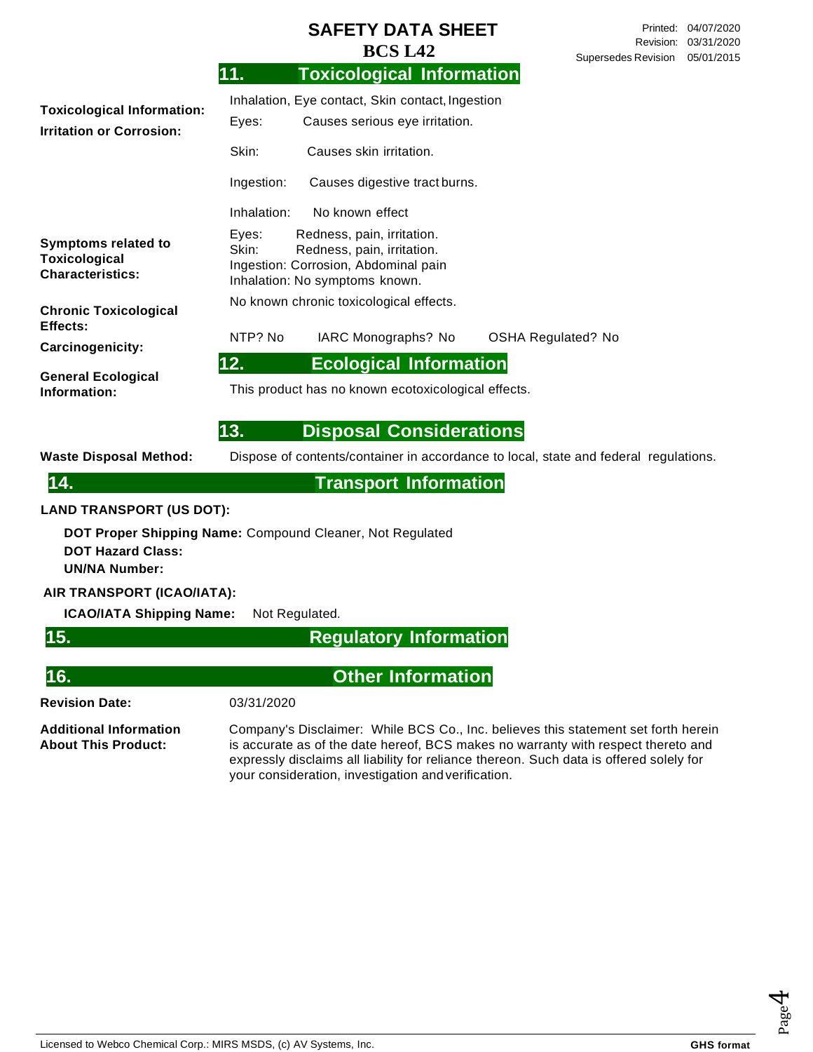# SAFETY DATA SHEET

**BCS L42**

Printed: 04/07/2020
Revision: 03/31/2020
Supersedes Revision 05/01/2015

## 11. Toxicological Information

**Toxicological Information:** Inhalation, Eye contact, Skin contact, Ingestion

**Irritation or Corrosion:**

Eyes: Causes serious eye irritation.

Skin: Causes skin irritation.

Ingestion: Causes digestive tract burns.

Inhalation: No known effect

**Symptoms related to Toxicological Characteristics:**

Eyes: Redness, pain, irritation.
Skin: Redness, pain, irritation.
Ingestion: Corrosion, Abdominal pain
Inhalation: No symptoms known.

**Chronic Toxicological Effects:** No known chronic toxicological effects.

**Carcinogenicity:** NTP? No IARC Monographs? No OSHA Regulated? No

## 12. Ecological Information

**General Ecological Information:** This product has no known ecotoxicological effects.

## 13. Disposal Considerations

**Waste Disposal Method:** Dispose of contents/container in accordance to local, state and federal regulations.

## 14. Transport Information

**LAND TRANSPORT (US DOT):**

**DOT Proper Shipping Name:** Compound Cleaner, Not Regulated
**DOT Hazard Class:**
**UN/NA Number:**

**AIR TRANSPORT (ICAO/IATA):**

**ICAO/IATA Shipping Name:** Not Regulated.

## 15. Regulatory Information

## 16. Other Information

**Revision Date:** 03/31/2020

**Additional Information About This Product:** Company's Disclaimer: While BCS Co., Inc. believes this statement set forth herein is accurate as of the date hereof, BCS makes no warranty with respect thereto and expressly disclaims all liability for reliance thereon. Such data is offered solely for your consideration, investigation and verification.

Licensed to Webco Chemical Corp.: MIRS MSDS, (c) AV Systems, Inc. GHS format